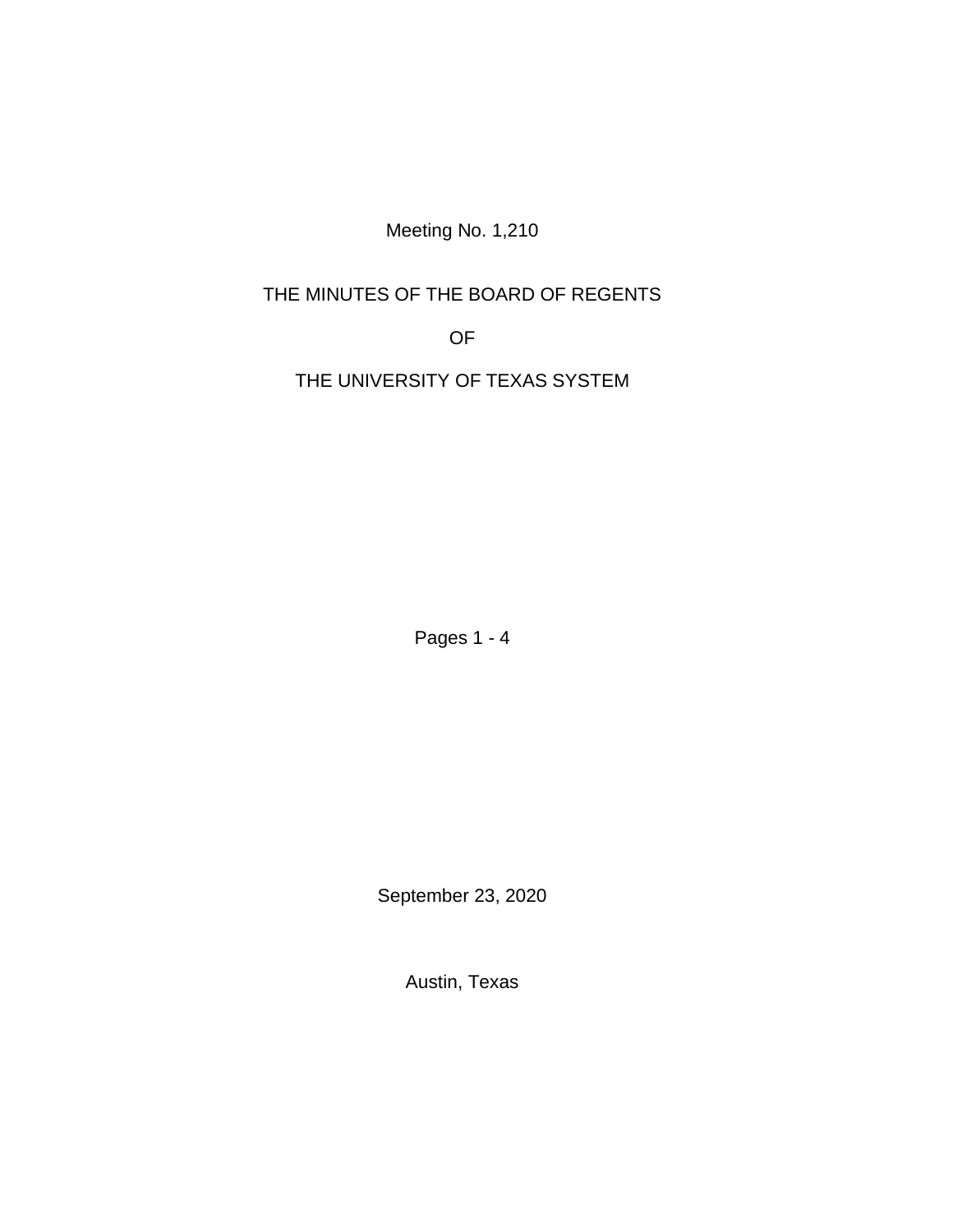Meeting No. 1,210

# THE MINUTES OF THE BOARD OF REGENTS

# OF

# THE UNIVERSITY OF TEXAS SYSTEM

Pages 1 - 4

September 23, 2020

Austin, Texas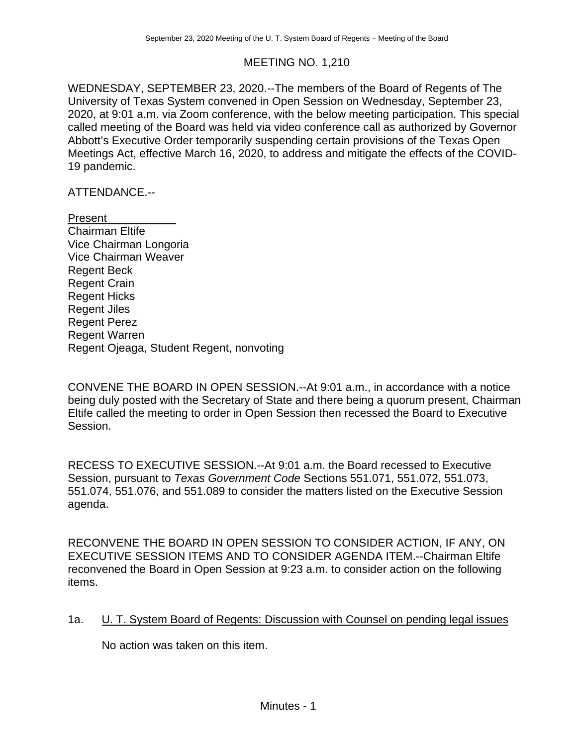# MEETING NO. 1,210

WEDNESDAY, SEPTEMBER 23, 2020.--The members of the Board of Regents of The University of Texas System convened in Open Session on Wednesday, September 23, 2020, at 9:01 a.m. via Zoom conference, with the below meeting participation. This special called meeting of the Board was held via video conference call as authorized by Governor Abbott's Executive Order temporarily suspending certain provisions of the Texas Open Meetings Act, effective March 16, 2020, to address and mitigate the effects of the COVID-19 pandemic.

ATTENDANCE.--

Present

Chairman Eltife
Vice Chairman Longoria
Vice Chairman Weaver
Regent Beck
Regent Crain
Regent Hicks
Regent Jiles
Regent Perez
Regent Warren
Regent Ojeaga, Student Regent, nonvoting

CONVENE THE BOARD IN OPEN SESSION.--At 9:01 a.m., in accordance with a notice being duly posted with the Secretary of State and there being a quorum present, Chairman Eltife called the meeting to order in Open Session then recessed the Board to Executive Session.

RECESS TO EXECUTIVE SESSION.--At 9:01 a.m. the Board recessed to Executive Session, pursuant to *Texas Government Code* Sections 551.071, 551.072, 551.073, 551.074, 551.076, and 551.089 to consider the matters listed on the Executive Session agenda.

RECONVENE THE BOARD IN OPEN SESSION TO CONSIDER ACTION, IF ANY, ON EXECUTIVE SESSION ITEMS AND TO CONSIDER AGENDA ITEM.--Chairman Eltife reconvened the Board in Open Session at 9:23 a.m. to consider action on the following items.

1a. U. T. System Board of Regents: Discussion with Counsel on pending legal issues

No action was taken on this item.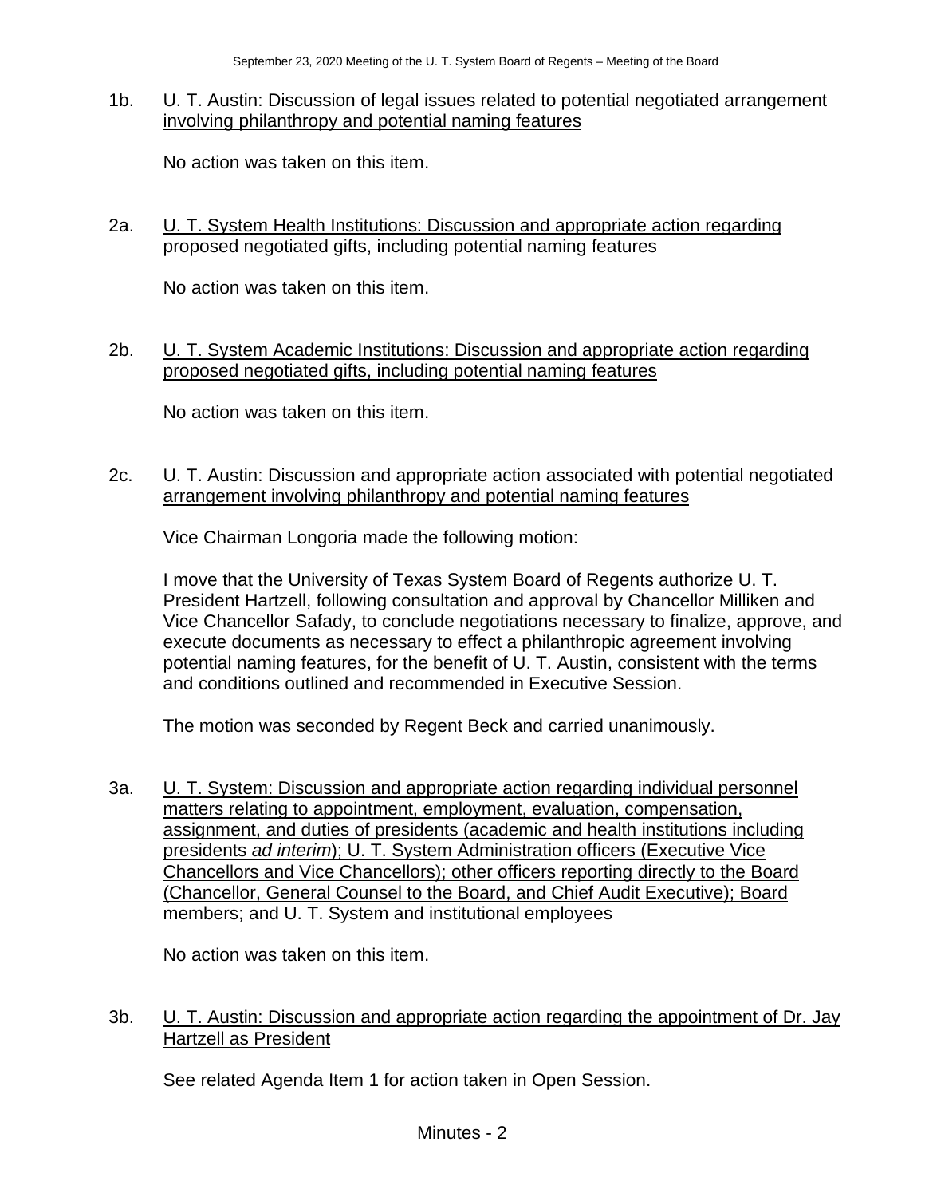1b. <u>U. T. Austin: Discussion of legal issues related to potential negotiated arrangement involving philanthropy and potential naming features</u>

No action was taken on this item.

2a. <u>U. T. System Health Institutions: Discussion and appropriate action regarding proposed negotiated gifts, including potential naming features</u>

No action was taken on this item.

2b. <u>U. T. System Academic Institutions: Discussion and appropriate action regarding proposed negotiated gifts, including potential naming features</u>

No action was taken on this item.

2c. <u>U. T. Austin: Discussion and appropriate action associated with potential negotiated arrangement involving philanthropy and potential naming features</u>

Vice Chairman Longoria made the following motion:

I move that the University of Texas System Board of Regents authorize U. T. President Hartzell, following consultation and approval by Chancellor Milliken and Vice Chancellor Safady, to conclude negotiations necessary to finalize, approve, and execute documents as necessary to effect a philanthropic agreement involving potential naming features, for the benefit of U. T. Austin, consistent with the terms and conditions outlined and recommended in Executive Session.

The motion was seconded by Regent Beck and carried unanimously.

3a. <u>U. T. System: Discussion and appropriate action regarding individual personnel matters relating to appointment, employment, evaluation, compensation, assignment, and duties of presidents (academic and health institutions including presidents *ad interim*); U. T. System Administration officers (Executive Vice Chancellors and Vice Chancellors); other officers reporting directly to the Board (Chancellor, General Counsel to the Board, and Chief Audit Executive); Board members; and U. T. System and institutional employees</u>

No action was taken on this item.

3b. <u>U. T. Austin: Discussion and appropriate action regarding the appointment of Dr. Jay Hartzell as President</u>

See related Agenda Item 1 for action taken in Open Session.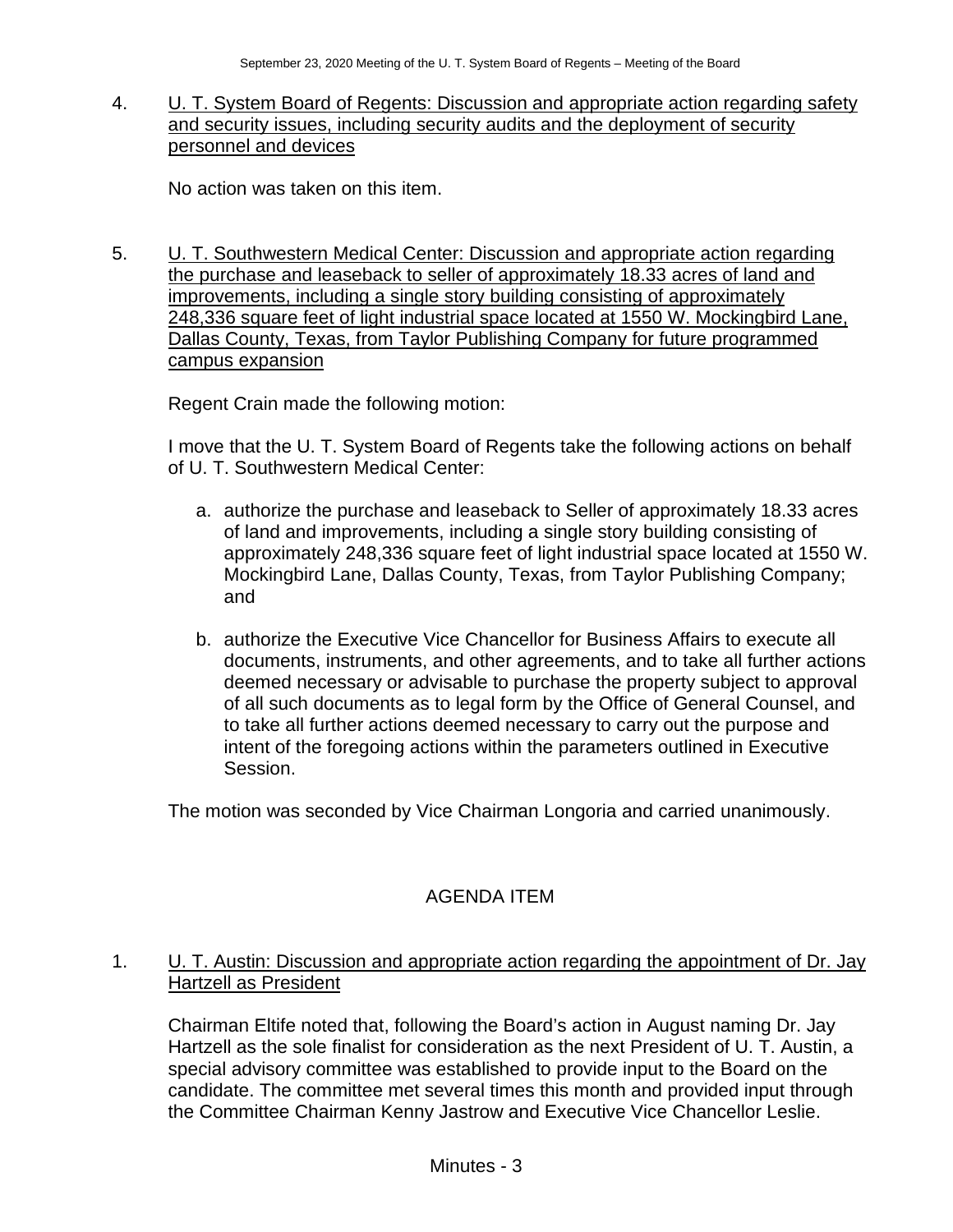4. U. T. System Board of Regents: Discussion and appropriate action regarding safety and security issues, including security audits and the deployment of security personnel and devices

   No action was taken on this item.

5. U. T. Southwestern Medical Center: Discussion and appropriate action regarding the purchase and leaseback to seller of approximately 18.33 acres of land and improvements, including a single story building consisting of approximately 248,336 square feet of light industrial space located at 1550 W. Mockingbird Lane, Dallas County, Texas, from Taylor Publishing Company for future programmed campus expansion

   Regent Crain made the following motion:

   I move that the U. T. System Board of Regents take the following actions on behalf of U. T. Southwestern Medical Center:

   a. authorize the purchase and leaseback to Seller of approximately 18.33 acres of land and improvements, including a single story building consisting of approximately 248,336 square feet of light industrial space located at 1550 W. Mockingbird Lane, Dallas County, Texas, from Taylor Publishing Company; and

   b. authorize the Executive Vice Chancellor for Business Affairs to execute all documents, instruments, and other agreements, and to take all further actions deemed necessary or advisable to purchase the property subject to approval of all such documents as to legal form by the Office of General Counsel, and to take all further actions deemed necessary to carry out the purpose and intent of the foregoing actions within the parameters outlined in Executive Session.

   The motion was seconded by Vice Chairman Longoria and carried unanimously.

## AGENDA ITEM

1. U. T. Austin: Discussion and appropriate action regarding the appointment of Dr. Jay Hartzell as President

   Chairman Eltife noted that, following the Board's action in August naming Dr. Jay Hartzell as the sole finalist for consideration as the next President of U. T. Austin, a special advisory committee was established to provide input to the Board on the candidate. The committee met several times this month and provided input through the Committee Chairman Kenny Jastrow and Executive Vice Chancellor Leslie.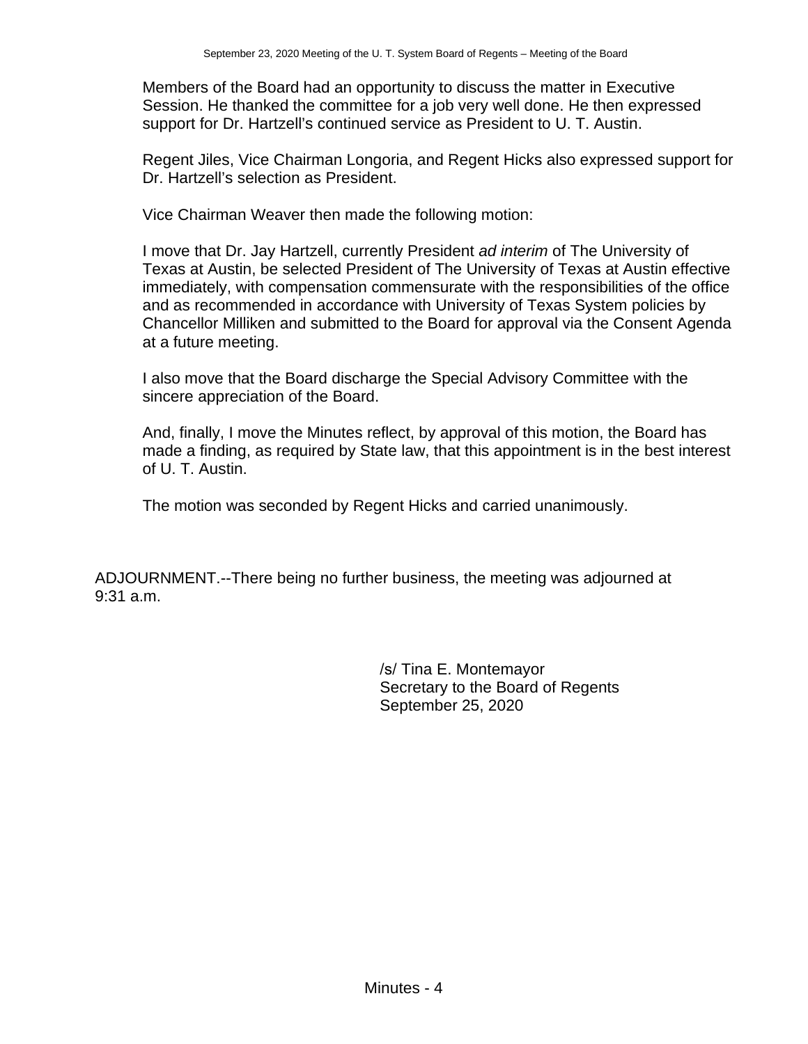Members of the Board had an opportunity to discuss the matter in Executive Session. He thanked the committee for a job very well done. He then expressed support for Dr. Hartzell's continued service as President to U. T. Austin.

Regent Jiles, Vice Chairman Longoria, and Regent Hicks also expressed support for Dr. Hartzell's selection as President.

Vice Chairman Weaver then made the following motion:

I move that Dr. Jay Hartzell, currently President *ad interim* of The University of Texas at Austin, be selected President of The University of Texas at Austin effective immediately, with compensation commensurate with the responsibilities of the office and as recommended in accordance with University of Texas System policies by Chancellor Milliken and submitted to the Board for approval via the Consent Agenda at a future meeting.

I also move that the Board discharge the Special Advisory Committee with the sincere appreciation of the Board.

And, finally, I move the Minutes reflect, by approval of this motion, the Board has made a finding, as required by State law, that this appointment is in the best interest of U. T. Austin.

The motion was seconded by Regent Hicks and carried unanimously.

ADJOURNMENT.--There being no further business, the meeting was adjourned at 9:31 a.m.

/s/ Tina E. Montemayor
Secretary to the Board of Regents
September 25, 2020